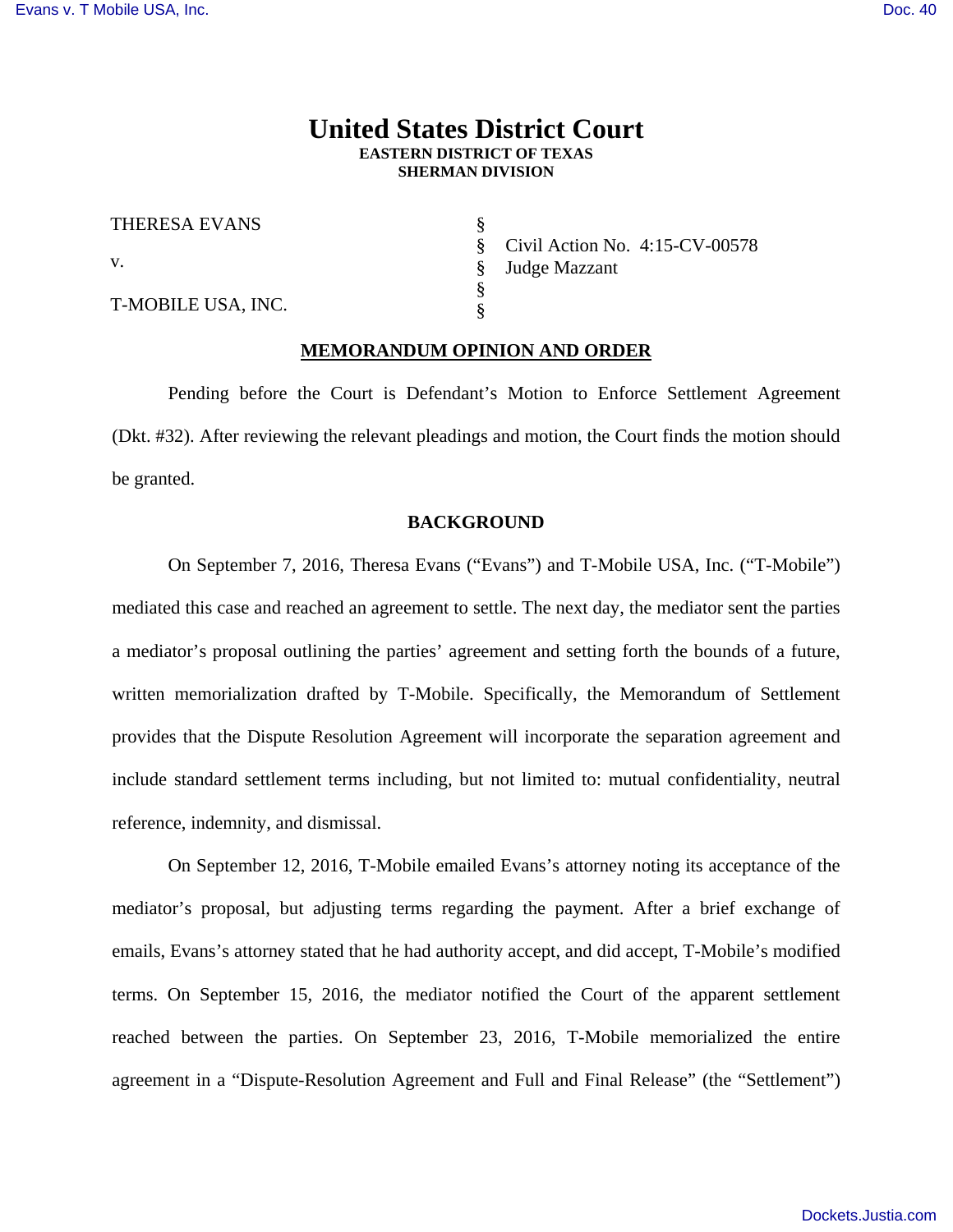# United States District Court

**EASTERN DISTRICT OF TEXAS**
**SHERMAN DIVISION**

| | | |
|---|---|---|
| THERESA EVANS | § | |
| | § | Civil Action No. 4:15-CV-00578 |
| v. | § | Judge Mazzant |
| | § | |
| T-MOBILE USA, INC. | § | |

## MEMORANDUM OPINION AND ORDER

Pending before the Court is Defendant's Motion to Enforce Settlement Agreement (Dkt. #32). After reviewing the relevant pleadings and motion, the Court finds the motion should be granted.

### BACKGROUND

On September 7, 2016, Theresa Evans ("Evans") and T-Mobile USA, Inc. ("T-Mobile") mediated this case and reached an agreement to settle. The next day, the mediator sent the parties a mediator's proposal outlining the parties' agreement and setting forth the bounds of a future, written memorialization drafted by T-Mobile. Specifically, the Memorandum of Settlement provides that the Dispute Resolution Agreement will incorporate the separation agreement and include standard settlement terms including, but not limited to: mutual confidentiality, neutral reference, indemnity, and dismissal.

On September 12, 2016, T-Mobile emailed Evans's attorney noting its acceptance of the mediator's proposal, but adjusting terms regarding the payment. After a brief exchange of emails, Evans's attorney stated that he had authority accept, and did accept, T-Mobile's modified terms. On September 15, 2016, the mediator notified the Court of the apparent settlement reached between the parties. On September 23, 2016, T-Mobile memorialized the entire agreement in a "Dispute-Resolution Agreement and Full and Final Release" (the "Settlement")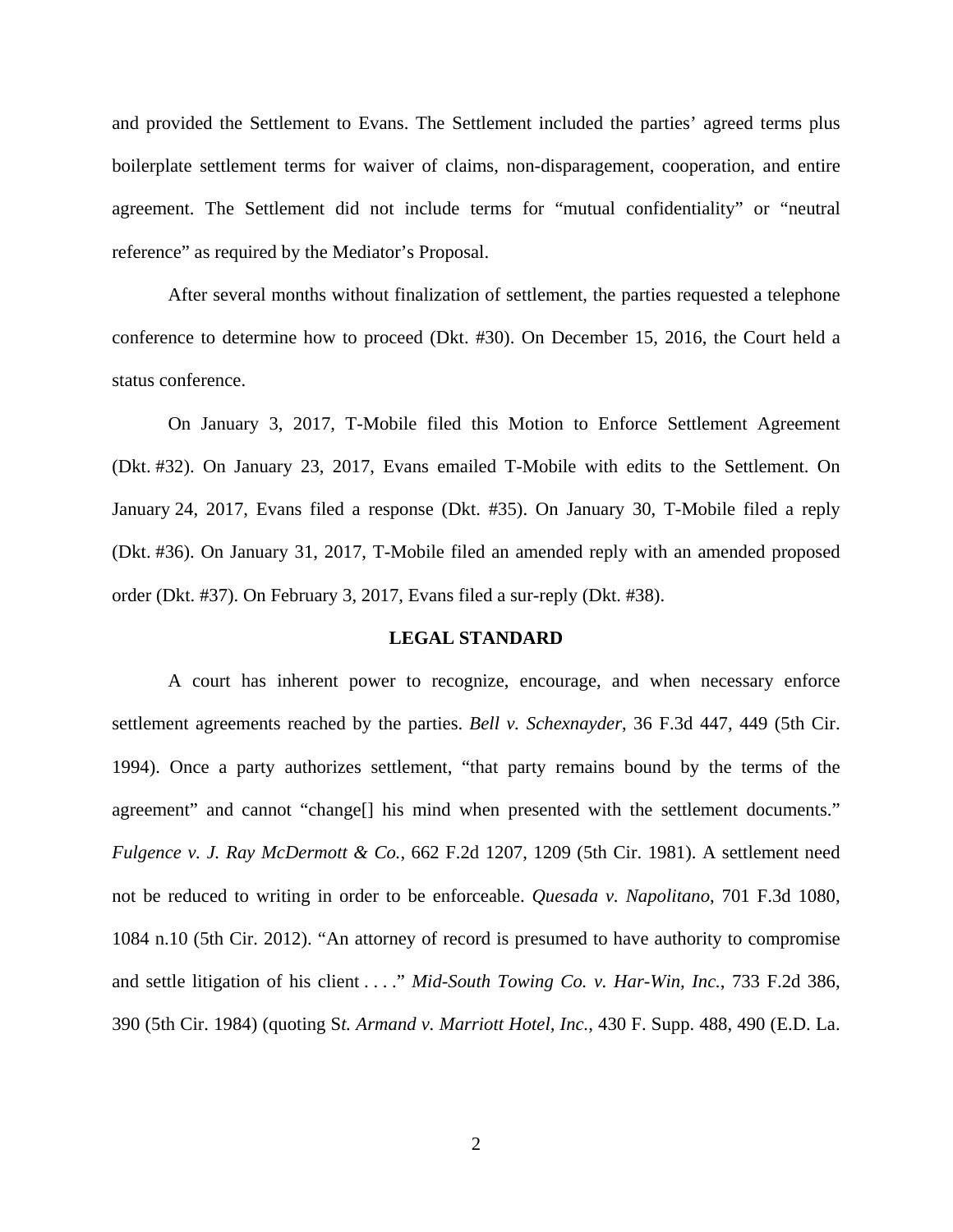and provided the Settlement to Evans. The Settlement included the parties' agreed terms plus boilerplate settlement terms for waiver of claims, non-disparagement, cooperation, and entire agreement. The Settlement did not include terms for "mutual confidentiality" or "neutral reference" as required by the Mediator's Proposal.

After several months without finalization of settlement, the parties requested a telephone conference to determine how to proceed (Dkt. #30). On December 15, 2016, the Court held a status conference.

On January 3, 2017, T-Mobile filed this Motion to Enforce Settlement Agreement (Dkt. #32). On January 23, 2017, Evans emailed T-Mobile with edits to the Settlement. On January 24, 2017, Evans filed a response (Dkt. #35). On January 30, T-Mobile filed a reply (Dkt. #36). On January 31, 2017, T-Mobile filed an amended reply with an amended proposed order (Dkt. #37). On February 3, 2017, Evans filed a sur-reply (Dkt. #38).

**LEGAL STANDARD**

A court has inherent power to recognize, encourage, and when necessary enforce settlement agreements reached by the parties. *Bell v. Schexnayder*, 36 F.3d 447, 449 (5th Cir. 1994). Once a party authorizes settlement, "that party remains bound by the terms of the agreement" and cannot "change[] his mind when presented with the settlement documents." *Fulgence v. J. Ray McDermott & Co.*, 662 F.2d 1207, 1209 (5th Cir. 1981). A settlement need not be reduced to writing in order to be enforceable. *Quesada v. Napolitano*, 701 F.3d 1080, 1084 n.10 (5th Cir. 2012). "An attorney of record is presumed to have authority to compromise and settle litigation of his client . . . ." *Mid-South Towing Co. v. Har-Win, Inc.*, 733 F.2d 386, 390 (5th Cir. 1984) (quoting S*t. Armand v. Marriott Hotel, Inc.*, 430 F. Supp. 488, 490 (E.D. La.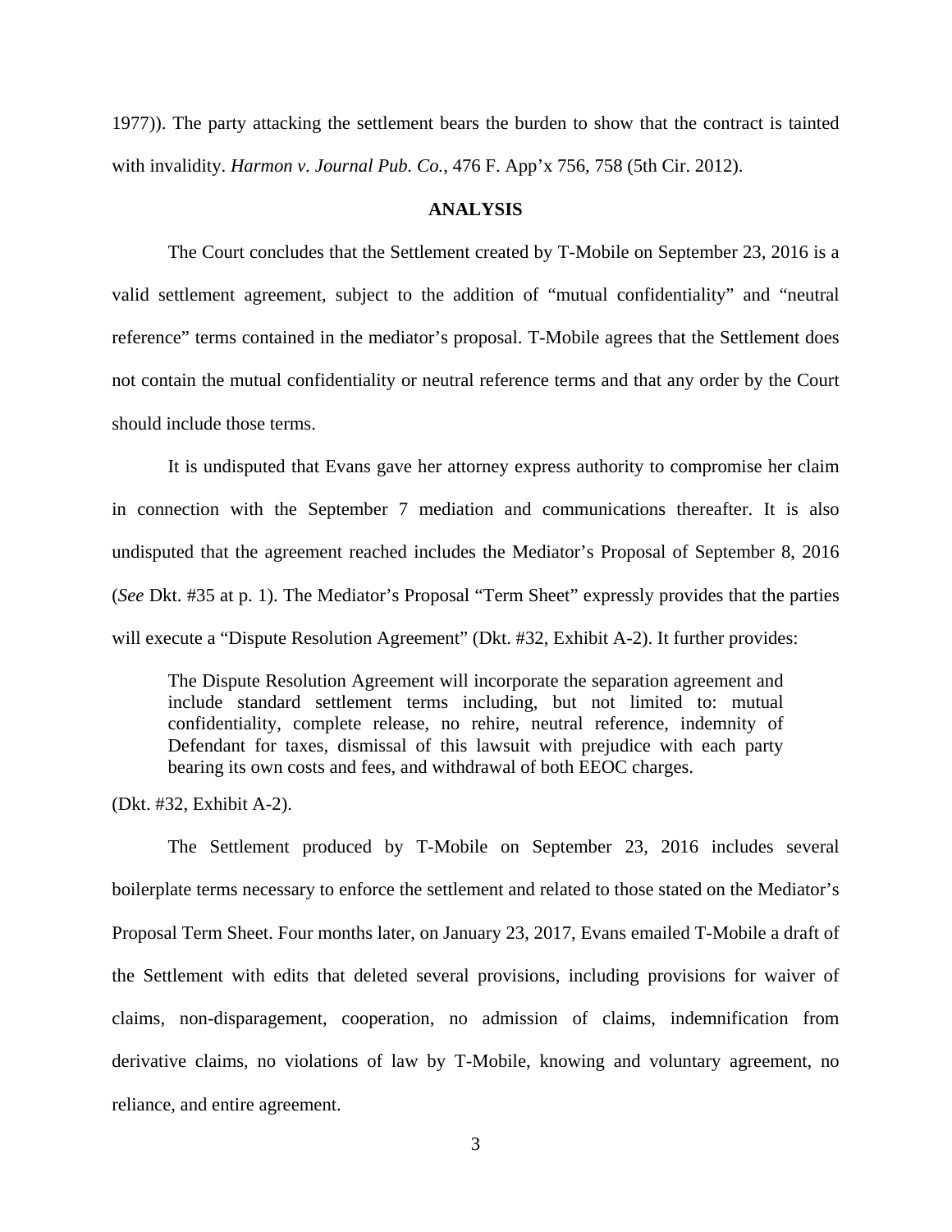1977)). The party attacking the settlement bears the burden to show that the contract is tainted with invalidity. *Harmon v. Journal Pub. Co.*, 476 F. App'x 756, 758 (5th Cir. 2012).

## ANALYSIS

The Court concludes that the Settlement created by T-Mobile on September 23, 2016 is a valid settlement agreement, subject to the addition of "mutual confidentiality" and "neutral reference" terms contained in the mediator's proposal. T-Mobile agrees that the Settlement does not contain the mutual confidentiality or neutral reference terms and that any order by the Court should include those terms.

It is undisputed that Evans gave her attorney express authority to compromise her claim in connection with the September 7 mediation and communications thereafter. It is also undisputed that the agreement reached includes the Mediator's Proposal of September 8, 2016 (*See* Dkt. #35 at p. 1). The Mediator's Proposal "Term Sheet" expressly provides that the parties will execute a "Dispute Resolution Agreement" (Dkt. #32, Exhibit A-2). It further provides:

> The Dispute Resolution Agreement will incorporate the separation agreement and include standard settlement terms including, but not limited to: mutual confidentiality, complete release, no rehire, neutral reference, indemnity of Defendant for taxes, dismissal of this lawsuit with prejudice with each party bearing its own costs and fees, and withdrawal of both EEOC charges.

(Dkt. #32, Exhibit A-2).

The Settlement produced by T-Mobile on September 23, 2016 includes several boilerplate terms necessary to enforce the settlement and related to those stated on the Mediator's Proposal Term Sheet. Four months later, on January 23, 2017, Evans emailed T-Mobile a draft of the Settlement with edits that deleted several provisions, including provisions for waiver of claims, non-disparagement, cooperation, no admission of claims, indemnification from derivative claims, no violations of law by T-Mobile, knowing and voluntary agreement, no reliance, and entire agreement.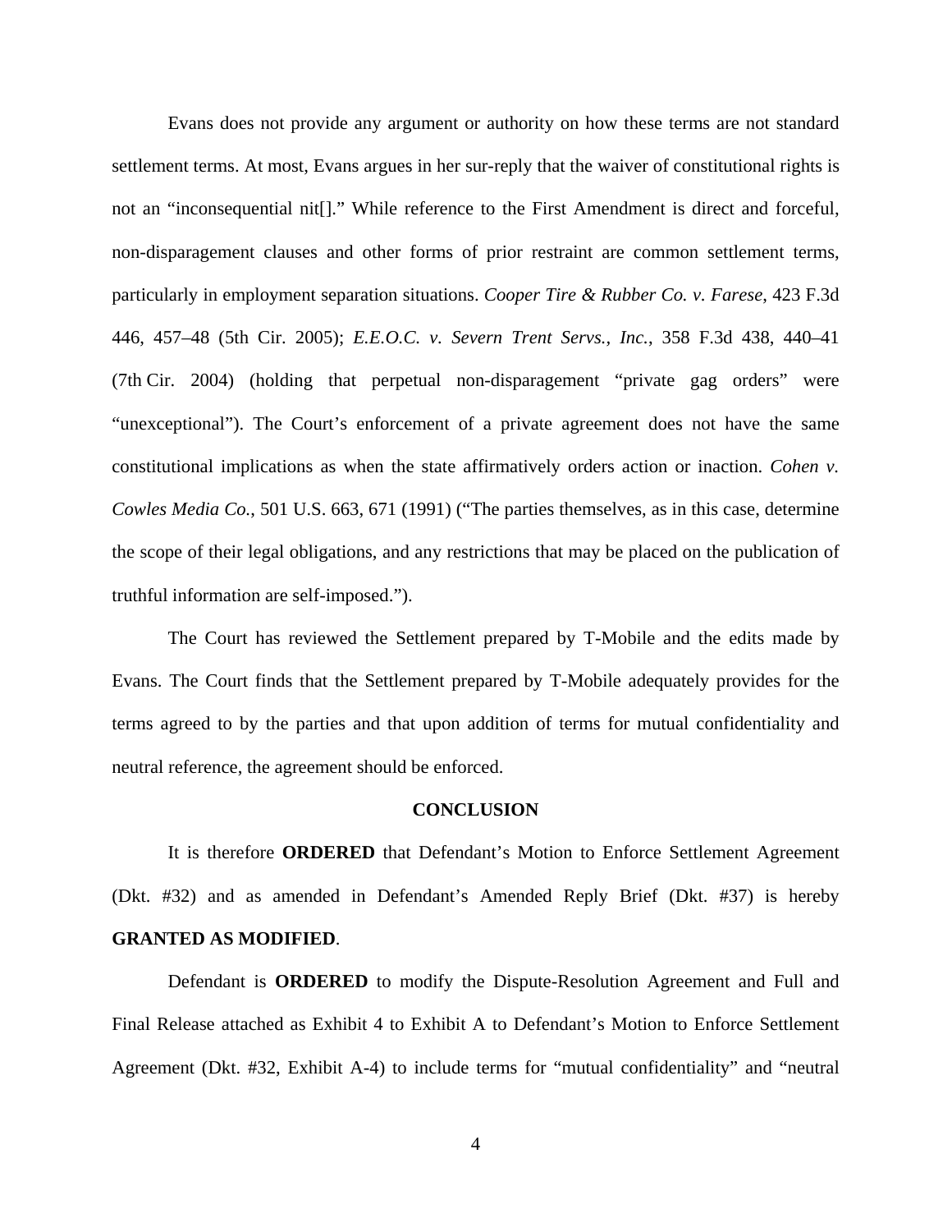Evans does not provide any argument or authority on how these terms are not standard settlement terms. At most, Evans argues in her sur-reply that the waiver of constitutional rights is not an "inconsequential nit[]." While reference to the First Amendment is direct and forceful, non-disparagement clauses and other forms of prior restraint are common settlement terms, particularly in employment separation situations. *Cooper Tire & Rubber Co. v. Farese*, 423 F.3d 446, 457–48 (5th Cir. 2005); *E.E.O.C. v. Severn Trent Servs., Inc.*, 358 F.3d 438, 440–41 (7th Cir. 2004) (holding that perpetual non-disparagement "private gag orders" were "unexceptional"). The Court's enforcement of a private agreement does not have the same constitutional implications as when the state affirmatively orders action or inaction. *Cohen v. Cowles Media Co.*, 501 U.S. 663, 671 (1991) ("The parties themselves, as in this case, determine the scope of their legal obligations, and any restrictions that may be placed on the publication of truthful information are self-imposed.").

The Court has reviewed the Settlement prepared by T-Mobile and the edits made by Evans. The Court finds that the Settlement prepared by T-Mobile adequately provides for the terms agreed to by the parties and that upon addition of terms for mutual confidentiality and neutral reference, the agreement should be enforced.

## CONCLUSION

It is therefore **ORDERED** that Defendant's Motion to Enforce Settlement Agreement (Dkt. #32) and as amended in Defendant's Amended Reply Brief (Dkt. #37) is hereby **GRANTED AS MODIFIED**.

Defendant is **ORDERED** to modify the Dispute-Resolution Agreement and Full and Final Release attached as Exhibit 4 to Exhibit A to Defendant's Motion to Enforce Settlement Agreement (Dkt. #32, Exhibit A-4) to include terms for "mutual confidentiality" and "neutral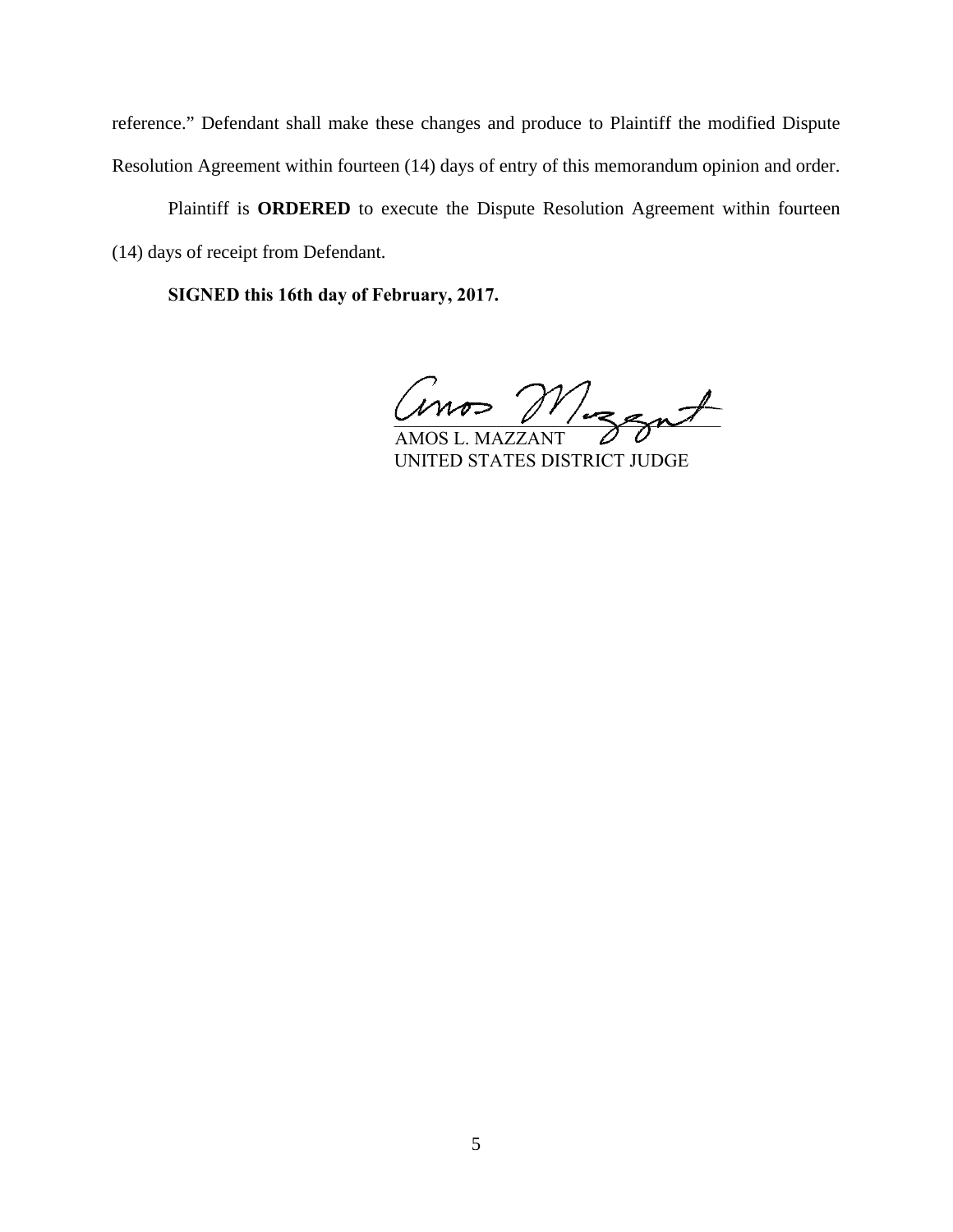reference." Defendant shall make these changes and produce to Plaintiff the modified Dispute Resolution Agreement within fourteen (14) days of entry of this memorandum opinion and order.

Plaintiff is **ORDERED** to execute the Dispute Resolution Agreement within fourteen (14) days of receipt from Defendant.

**SIGNED this 16th day of February, 2017.**

AMOS L. MAZZANT
UNITED STATES DISTRICT JUDGE